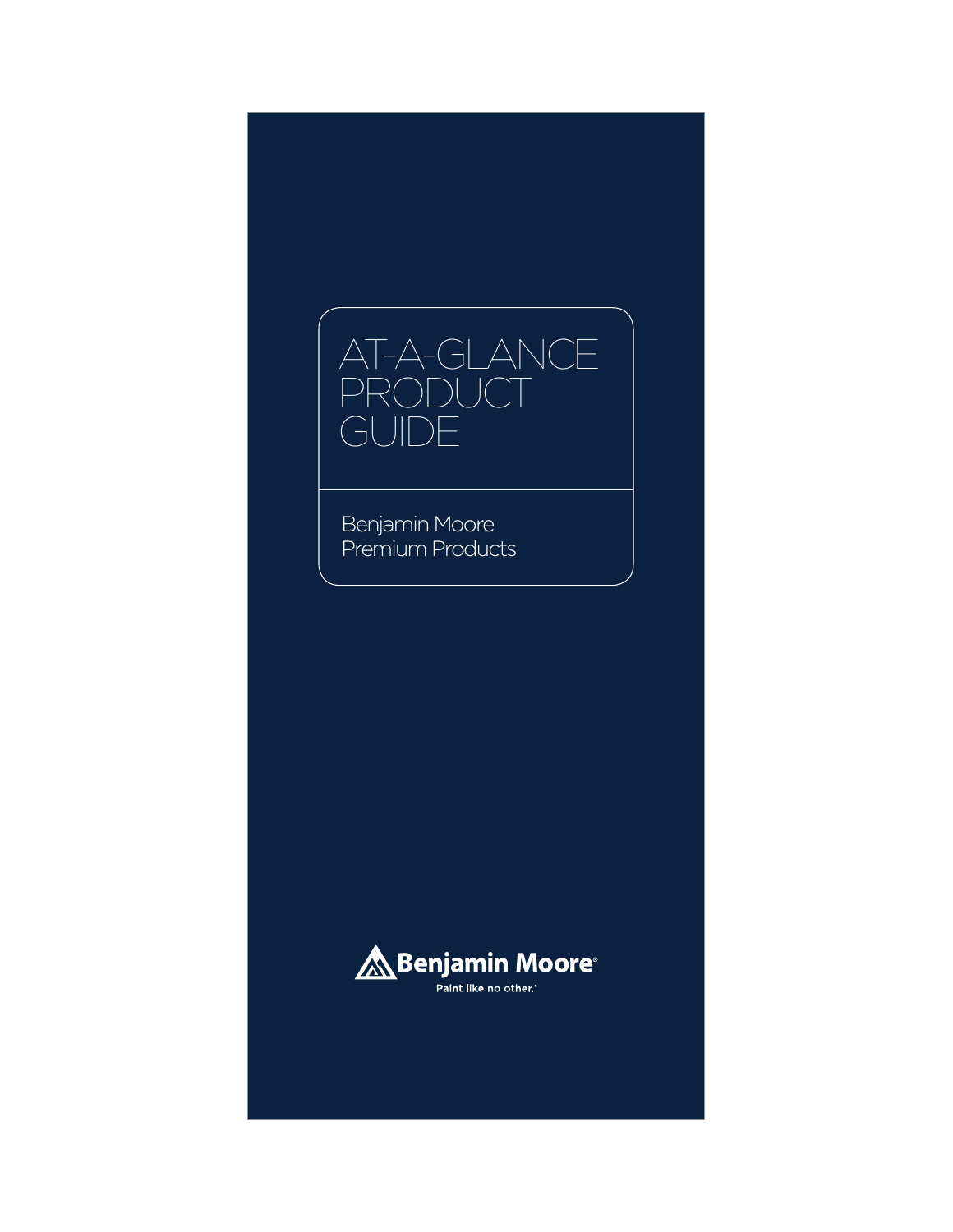# AT-A-GLANCE PRODUCT GUIDE

Benjamin Moore Premium Products

Benjamin Moore®

Paint like no other.®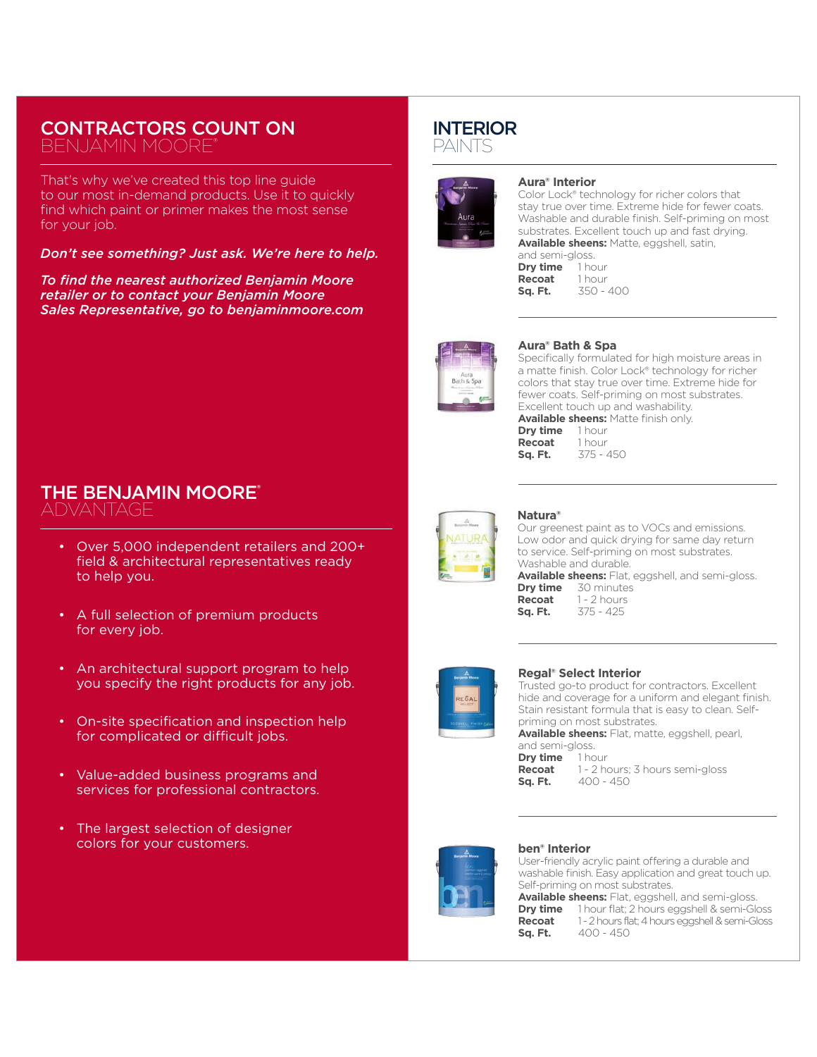## CONTRACTORS COUNT ON BENJAMIN MOORE®

That's why we've created this top line guide to our most in-demand products. Use it to quickly find which paint or primer makes the most sense for your job.

***Don't see something? Just ask. We're here to help.***

***To find the nearest authorized Benjamin Moore retailer or to contact your Benjamin Moore Sales Representative, go to benjaminmoore.com***

## THE BENJAMIN MOORE® ADVANTAGE

- Over 5,000 independent retailers and 200+ field & architectural representatives ready to help you.
- A full selection of premium products for every job.
- An architectural support program to help you specify the right products for any job.
- On-site specification and inspection help for complicated or difficult jobs.
- Value-added business programs and services for professional contractors.
- The largest selection of designer colors for your customers.

## INTERIOR PAINTS

### Aura® Interior

Color Lock® technology for richer colors that stay true over time. Extreme hide for fewer coats. Washable and durable finish. Self-priming on most substrates. Excellent touch up and fast drying.

**Available sheens:** Matte, eggshell, satin, and semi-gloss.

**Dry time** 1 hour
**Recoat** 1 hour
**Sq. Ft.** 350 - 400

### Aura® Bath & Spa

Specifically formulated for high moisture areas in a matte finish. Color Lock® technology for richer colors that stay true over time. Extreme hide for fewer coats. Self-priming on most substrates. Excellent touch up and washability.

**Available sheens:** Matte finish only.

**Dry time** 1 hour
**Recoat** 1 hour
**Sq. Ft.** 375 - 450

### Natura®

Our greenest paint as to VOCs and emissions. Low odor and quick drying for same day return to service. Self-priming on most substrates. Washable and durable.

**Available sheens:** Flat, eggshell, and semi-gloss.

**Dry time** 30 minutes
**Recoat** 1 - 2 hours
**Sq. Ft.** 375 - 425

### Regal® Select Interior

Trusted go-to product for contractors. Excellent hide and coverage for a uniform and elegant finish. Stain resistant formula that is easy to clean. Self-priming on most substrates.

**Available sheens:** Flat, matte, eggshell, pearl, and semi-gloss.

**Dry time** 1 hour
**Recoat** 1 - 2 hours; 3 hours semi-gloss
**Sq. Ft.** 400 - 450

### ben® Interior

User-friendly acrylic paint offering a durable and washable finish. Easy application and great touch up. Self-priming on most substrates.

**Available sheens:** Flat, eggshell, and semi-gloss.

**Dry time** 1 hour flat; 2 hours eggshell & semi-Gloss
**Recoat** 1 - 2 hours flat; 4 hours eggshell & semi-Gloss
**Sq. Ft.** 400 - 450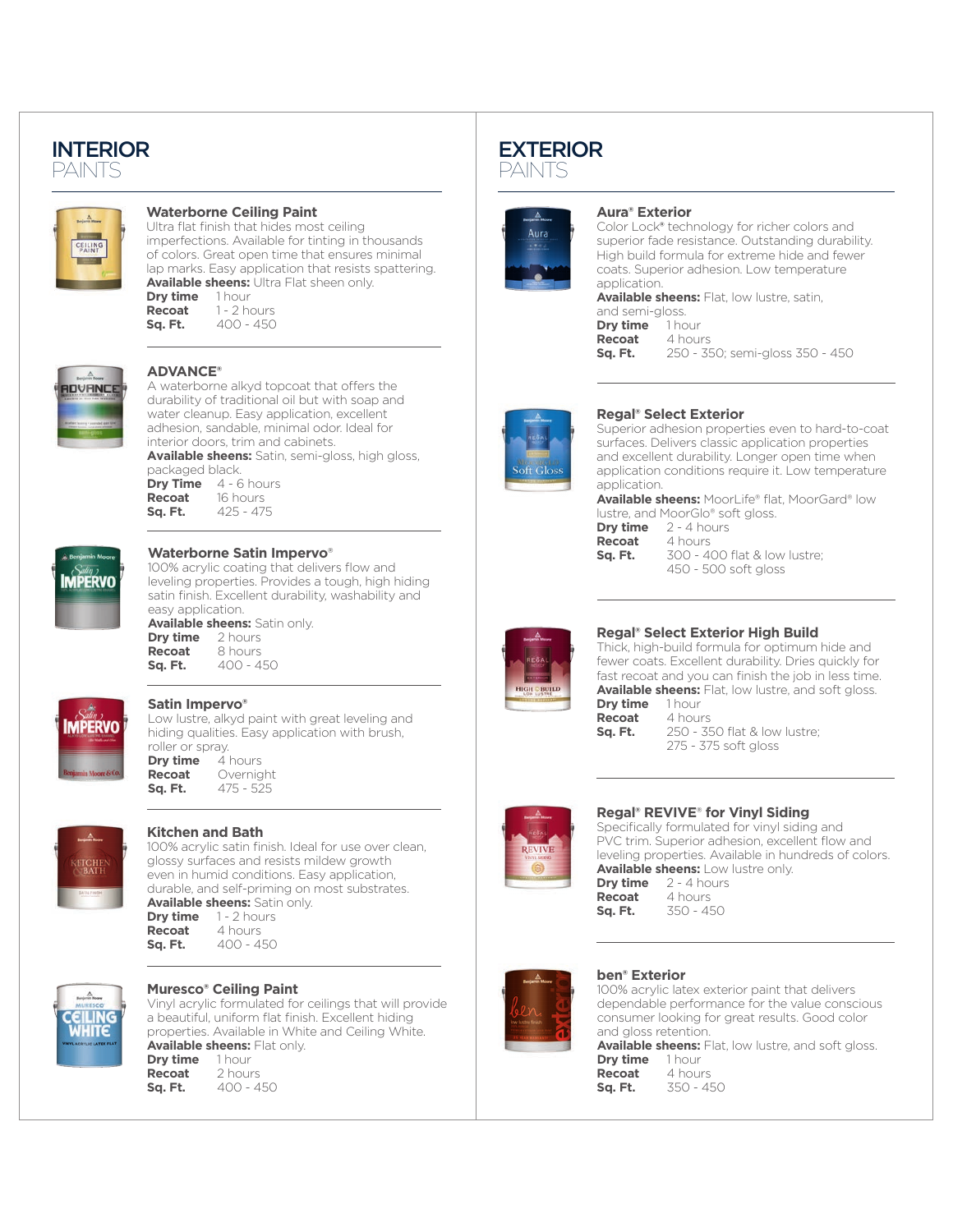# INTERIOR PAINTS

### Waterborne Ceiling Paint

Ultra flat finish that hides most ceiling imperfections. Available for tinting in thousands of colors. Great open time that ensures minimal lap marks. Easy application that resists spattering.
**Available sheens:** Ultra Flat sheen only.
**Dry time** 1 hour
**Recoat** 1 - 2 hours
**Sq. Ft.** 400 - 450

### ADVANCE®

A waterborne alkyd topcoat that offers the durability of traditional oil but with soap and water cleanup. Easy application, excellent adhesion, sandable, minimal odor. Ideal for interior doors, trim and cabinets.
**Available sheens:** Satin, semi-gloss, high gloss, packaged black.
**Dry Time** 4 - 6 hours
**Recoat** 16 hours
**Sq. Ft.** 425 - 475

### Waterborne Satin Impervo®

100% acrylic coating that delivers flow and leveling properties. Provides a tough, high hiding satin finish. Excellent durability, washability and easy application.
**Available sheens:** Satin only.
**Dry time** 2 hours
**Recoat** 8 hours
**Sq. Ft.** 400 - 450

### Satin Impervo®

Low lustre, alkyd paint with great leveling and hiding qualities. Easy application with brush, roller or spray.
**Dry time** 4 hours
**Recoat** Overnight
**Sq. Ft.** 475 - 525

### Kitchen and Bath

100% acrylic satin finish. Ideal for use over clean, glossy surfaces and resists mildew growth even in humid conditions. Easy application, durable, and self-priming on most substrates.
**Available sheens:** Satin only.
**Dry time** 1 - 2 hours
**Recoat** 4 hours
**Sq. Ft.** 400 - 450

### Muresco® Ceiling Paint

Vinyl acrylic formulated for ceilings that will provide a beautiful, uniform flat finish. Excellent hiding properties. Available in White and Ceiling White.
**Available sheens:** Flat only.
**Dry time** 1 hour
**Recoat** 2 hours
**Sq. Ft.** 400 - 450

# EXTERIOR PAINTS

### Aura® Exterior

Color Lock® technology for richer colors and superior fade resistance. Outstanding durability. High build formula for extreme hide and fewer coats. Superior adhesion. Low temperature application.
**Available sheens:** Flat, low lustre, satin, and semi-gloss.
**Dry time** 1 hour
**Recoat** 4 hours
**Sq. Ft.** 250 - 350; semi-gloss 350 - 450

### Regal® Select Exterior

Superior adhesion properties even to hard-to-coat surfaces. Delivers classic application properties and excellent durability. Longer open time when application conditions require it. Low temperature application.
**Available sheens:** MoorLife® flat, MoorGard® low lustre, and MoorGlo® soft gloss.
**Dry time** 2 - 4 hours
**Recoat** 4 hours
**Sq. Ft.** 300 - 400 flat & low lustre; 450 - 500 soft gloss

### Regal® Select Exterior High Build

Thick, high-build formula for optimum hide and fewer coats. Excellent durability. Dries quickly for fast recoat and you can finish the job in less time.
**Available sheens:** Flat, low lustre, and soft gloss.
**Dry time** 1 hour
**Recoat** 4 hours
**Sq. Ft.** 250 - 350 flat & low lustre; 275 - 375 soft gloss

### Regal® REVIVE® for Vinyl Siding

Specifically formulated for vinyl siding and PVC trim. Superior adhesion, excellent flow and leveling properties. Available in hundreds of colors.
**Available sheens:** Low lustre only.
**Dry time** 2 - 4 hours
**Recoat** 4 hours
**Sq. Ft.** 350 - 450

### ben® Exterior

100% acrylic latex exterior paint that delivers dependable performance for the value conscious consumer looking for great results. Good color and gloss retention.
**Available sheens:** Flat, low lustre, and soft gloss.
**Dry time** 1 hour
**Recoat** 4 hours
**Sq. Ft.** 350 - 450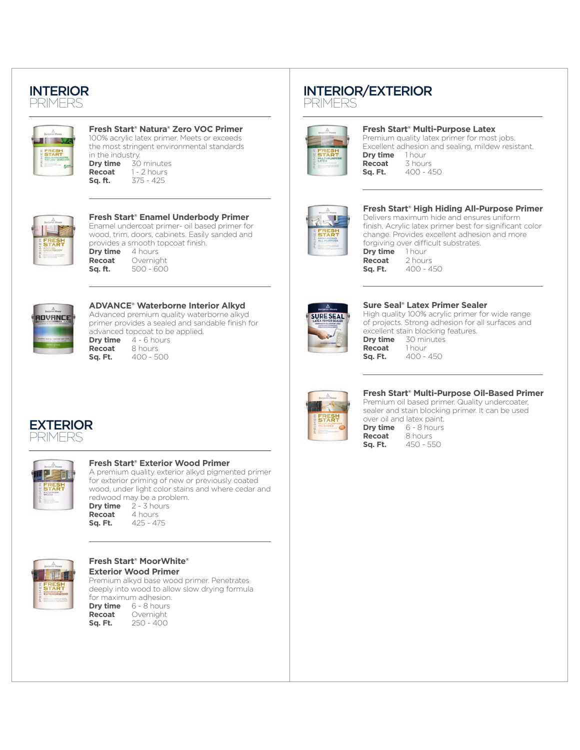# INTERIOR PRIMERS

### Fresh Start® Natura® Zero VOC Primer

100% acrylic latex primer. Meets or exceeds the most stringent environmental standards in the industry.

**Dry time** 30 minutes
**Recoat** 1 - 2 hours
**Sq. ft.** 375 - 425

### Fresh Start® Enamel Underbody Primer

Enamel undercoat primer- oil based primer for wood, trim, doors, cabinets. Easily sanded and provides a smooth topcoat finish.

**Dry time** 4 hours
**Recoat** Overnight
**Sq. ft.** 500 - 600

### ADVANCE® Waterborne Interior Alkyd

Advanced premium quality waterborne alkyd primer provides a sealed and sandable finish for advanced topcoat to be applied.

**Dry time** 4 - 6 hours
**Recoat** 8 hours
**Sq. Ft.** 400 - 500

# EXTERIOR PRIMERS

### Fresh Start® Exterior Wood Primer

A premium quality exterior alkyd pigmented primer for exterior priming of new or previously coated wood, under light color stains and where cedar and redwood may be a problem.

**Dry time** 2 - 3 hours
**Recoat** 4 hours
**Sq. Ft.** 425 - 475

### Fresh Start® MoorWhite® Exterior Wood Primer

Premium alkyd base wood primer. Penetrates deeply into wood to allow slow drying formula for maximum adhesion.

**Dry time** 6 - 8 hours
**Recoat** Overnight
**Sq. Ft.** 250 - 400

# INTERIOR/EXTERIOR PRIMERS

### Fresh Start® Multi-Purpose Latex

Premium quality latex primer for most jobs. Excellent adhesion and sealing, mildew resistant.

**Dry time** 1 hour
**Recoat** 3 hours
**Sq. Ft.** 400 - 450

### Fresh Start® High Hiding All-Purpose Primer

Delivers maximum hide and ensures uniform finish. Acrylic latex primer best for significant color change. Provides excellent adhesion and more forgiving over difficult substrates.

**Dry time** 1 hour
**Recoat** 2 hours
**Sq. Ft.** 400 - 450

### Sure Seal® Latex Primer Sealer

High quality 100% acrylic primer for wide range of projects. Strong adhesion for all surfaces and excellent stain blocking features.

**Dry time** 30 minutes
**Recoat** 1 hour
**Sq. Ft.** 400 - 450

### Fresh Start® Multi-Purpose Oil-Based Primer

Premium oil based primer. Quality undercoater, sealer and stain blocking primer. It can be used over oil and latex paint.

**Dry time** 6 - 8 hours
**Recoat** 8 hours
**Sq. Ft.** 450 - 550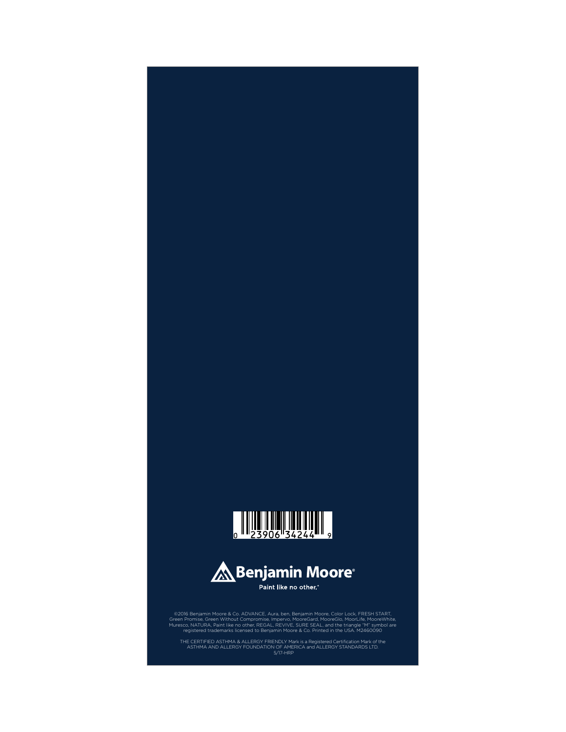0 23906 34244 9

Benjamin Moore®

Paint like no other.®

©2016 Benjamin Moore & Co. ADVANCE, Aura, ben, Benjamin Moore, Color Lock, FRESH START, Green Promise, Green Without Compromise, Impervo, MooreGard, MooreGlo, MoorLife, MooreWhite, Muresco, NATURA, Paint like no other, REGAL, REVIVE, SURE SEAL, and the triangle "M" symbol are registered trademarks licensed to Benjamin Moore & Co. Printed in the USA. M2460090

THE CERTIFIED ASTHMA & ALLERGY FRIENDLY Mark is a Registered Certification Mark of the ASTHMA AND ALLERGY FOUNDATION OF AMERICA and ALLERGY STANDARDS LTD.
5/17-HRP